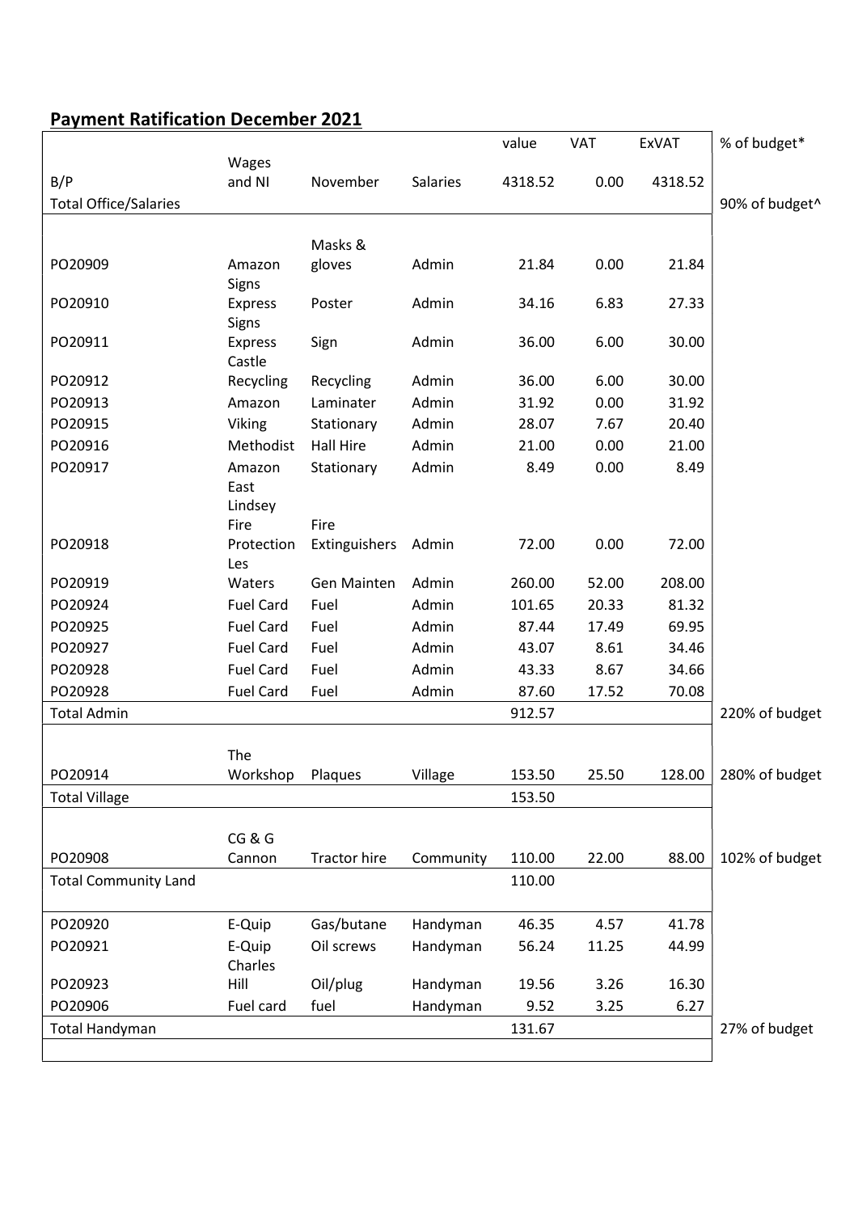## Payment Ratification December 2021

| | | | | value | VAT | ExVAT | % of budget* |
|---|---|---|---|---|---|---|---|
| B/P | Wages and NI | November | Salaries | 4318.52 | 0.00 | 4318.52 | |
| Total Office/Salaries | | | | | | | 90% of budget^ |
| PO20909 | Amazon | Masks & gloves | Admin | 21.84 | 0.00 | 21.84 | |
| PO20910 | Signs Express | Poster | Admin | 34.16 | 6.83 | 27.33 | |
| PO20911 | Signs Express | Sign | Admin | 36.00 | 6.00 | 30.00 | |
| PO20912 | Castle Recycling | Recycling | Admin | 36.00 | 6.00 | 30.00 | |
| PO20913 | Amazon | Laminater | Admin | 31.92 | 0.00 | 31.92 | |
| PO20915 | Viking | Stationary | Admin | 28.07 | 7.67 | 20.40 | |
| PO20916 | Methodist | Hall Hire | Admin | 21.00 | 0.00 | 21.00 | |
| PO20917 | Amazon | Stationary | Admin | 8.49 | 0.00 | 8.49 | |
| PO20918 | East Lindsey Fire Protection | Fire Extinguishers | Admin | 72.00 | 0.00 | 72.00 | |
| PO20919 | Les Waters | Gen Mainten | Admin | 260.00 | 52.00 | 208.00 | |
| PO20924 | Fuel Card | Fuel | Admin | 101.65 | 20.33 | 81.32 | |
| PO20925 | Fuel Card | Fuel | Admin | 87.44 | 17.49 | 69.95 | |
| PO20927 | Fuel Card | Fuel | Admin | 43.07 | 8.61 | 34.46 | |
| PO20928 | Fuel Card | Fuel | Admin | 43.33 | 8.67 | 34.66 | |
| PO20928 | Fuel Card | Fuel | Admin | 87.60 | 17.52 | 70.08 | |
| Total Admin | | | | 912.57 | | | 220% of budget |
| PO20914 | The Workshop | Plaques | Village | 153.50 | 25.50 | 128.00 | 280% of budget |
| Total Village | | | | 153.50 | | | |
| PO20908 | CG & G Cannon | Tractor hire | Community | 110.00 | 22.00 | 88.00 | 102% of budget |
| Total Community Land | | | | 110.00 | | | |
| PO20920 | E-Quip | Gas/butane | Handyman | 46.35 | 4.57 | 41.78 | |
| PO20921 | E-Quip | Oil screws | Handyman | 56.24 | 11.25 | 44.99 | |
| PO20923 | Charles Hill | Oil/plug | Handyman | 19.56 | 3.26 | 16.30 | |
| PO20906 | Fuel card | fuel | Handyman | 9.52 | 3.25 | 6.27 | |
| Total Handyman | | | | 131.67 | | | 27% of budget |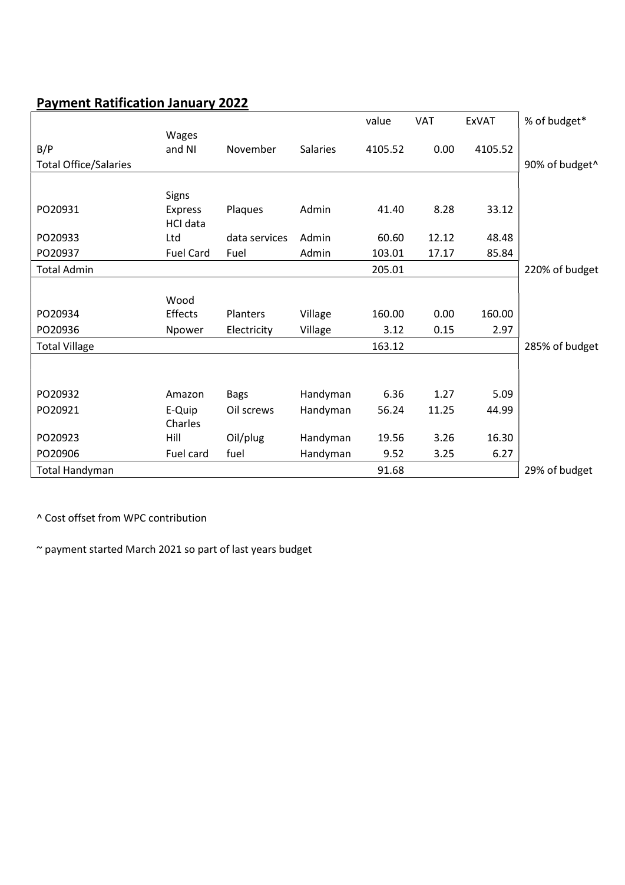## **Payment Ratification January 2022**

| | | | | value | VAT | ExVAT | % of budget* |
|---|---|---|---|---|---|---|---|
| B/P | Wages and NI | November | Salaries | 4105.52 | 0.00 | 4105.52 | |
| Total Office/Salaries | | | | | | | 90% of budget^ |
| PO20931 | Signs Express | Plaques | Admin | 41.40 | 8.28 | 33.12 | |
| PO20933 | HCI data Ltd | data services | Admin | 60.60 | 12.12 | 48.48 | |
| PO20937 | Fuel Card | Fuel | Admin | 103.01 | 17.17 | 85.84 | |
| Total Admin | | | | 205.01 | | | 220% of budget |
| PO20934 | Wood Effects | Planters | Village | 160.00 | 0.00 | 160.00 | |
| PO20936 | Npower | Electricity | Village | 3.12 | 0.15 | 2.97 | |
| Total Village | | | | 163.12 | | | 285% of budget |
| PO20932 | Amazon | Bags | Handyman | 6.36 | 1.27 | 5.09 | |
| PO20921 | E-Quip | Oil screws | Handyman | 56.24 | 11.25 | 44.99 | |
| PO20923 | Charles Hill | Oil/plug | Handyman | 19.56 | 3.26 | 16.30 | |
| PO20906 | Fuel card | fuel | Handyman | 9.52 | 3.25 | 6.27 | |
| Total Handyman | | | | 91.68 | | | 29% of budget |

^ Cost offset from WPC contribution

~ payment started March 2021 so part of last years budget